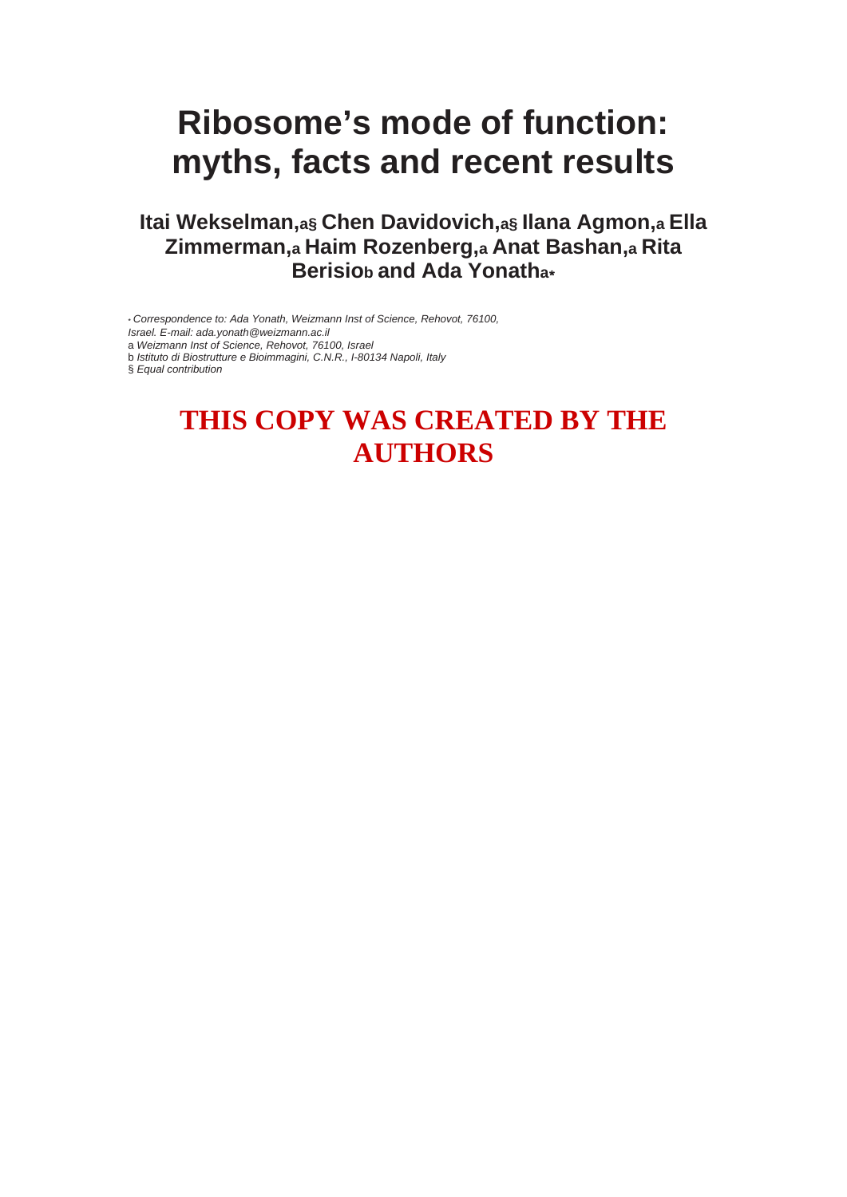# Ribosome's mode of function: myths, facts and recent results

**Itai Wekselman,[a§] Chen Davidovich,[a§] Ilana Agmon,[a] Ella Zimmerman,[a] Haim Rozenberg,[a] Anat Bashan,[a] Rita Berisio[b] and Ada Yonath[a*]**

[*] *Correspondence to: Ada Yonath, Weizmann Inst of Science, Rehovot, 76100, Israel. E-mail: ada.yonath@weizmann.ac.il*

[a] *Weizmann Inst of Science, Rehovot, 76100, Israel*

[b] *Istituto di Biostrutture e Bioimmagini, C.N.R., I-80134 Napoli, Italy*

§ *Equal contribution*

**THIS COPY WAS CREATED BY THE AUTHORS**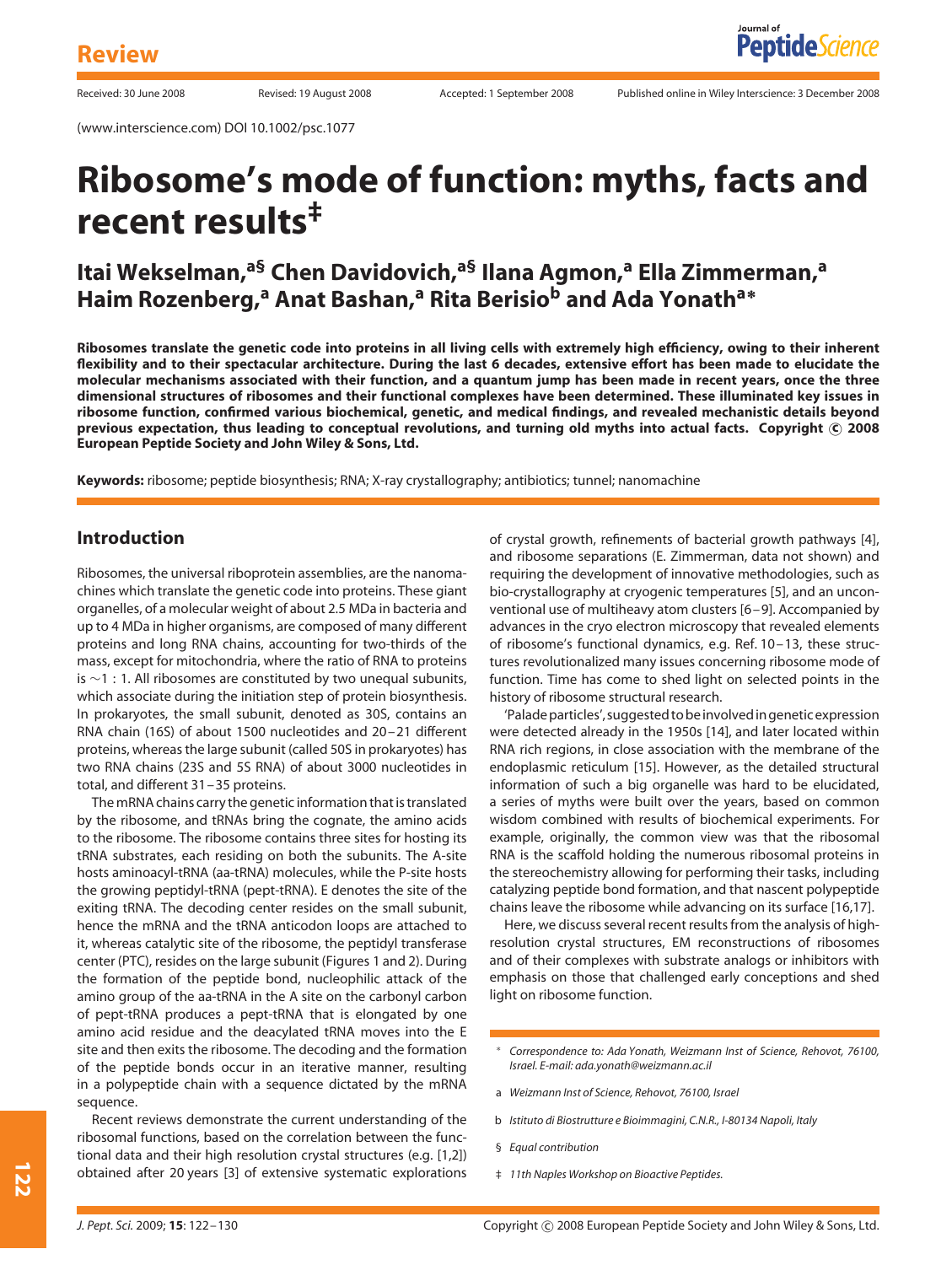**Review**

(www.interscience.com) DOI 10.1002/psc.1077

Received: 30 June 2008 Revised: 19 August 2008 Accepted: 1 September 2008 Published online in Wiley Interscience: 3 December 2008

# Ribosome's mode of function: myths, facts and recent results[‡]

**Itai Wekselman,[a§] Chen Davidovich,[a§] Ilana Agmon,[a] Ella Zimmerman,[a] Haim Rozenberg,[a] Anat Bashan,[a] Rita Berisio[b] and Ada Yonath[a*]**

**Ribosomes translate the genetic code into proteins in all living cells with extremely high efficiency, owing to their inherent flexibility and to their spectacular architecture. During the last 6 decades, extensive effort has been made to elucidate the molecular mechanisms associated with their function, and a quantum jump has been made in recent years, once the three dimensional structures of ribosomes and their functional complexes have been determined. These illuminated key issues in ribosome function, confirmed various biochemical, genetic, and medical findings, and revealed mechanistic details beyond previous expectation, thus leading to conceptual revolutions, and turning old myths into actual facts. Copyright © 2008 European Peptide Society and John Wiley & Sons, Ltd.**

**Keywords:** ribosome; peptide biosynthesis; RNA; X-ray crystallography; antibiotics; tunnel; nanomachine

## Introduction

Ribosomes, the universal riboprotein assemblies, are the nanomachines which translate the genetic code into proteins. These giant organelles, of a molecular weight of about 2.5 MDa in bacteria and up to 4 MDa in higher organisms, are composed of many different proteins and long RNA chains, accounting for two-thirds of the mass, except for mitochondria, where the ratio of RNA to proteins is ~1 : 1. All ribosomes are constituted by two unequal subunits, which associate during the initiation step of protein biosynthesis. In prokaryotes, the small subunit, denoted as 30S, contains an RNA chain (16S) of about 1500 nucleotides and 20–21 different proteins, whereas the large subunit (called 50S in prokaryotes) has two RNA chains (23S and 5S RNA) of about 3000 nucleotides in total, and different 31–35 proteins.

The mRNA chains carry the genetic information that is translated by the ribosome, and tRNAs bring the cognate, the amino acids to the ribosome. The ribosome contains three sites for hosting its tRNA substrates, each residing on both the subunits. The A-site hosts aminoacyl-tRNA (aa-tRNA) molecules, while the P-site hosts the growing peptidyl-tRNA (pept-tRNA). E denotes the site of the exiting tRNA. The decoding center resides on the small subunit, hence the mRNA and the tRNA anticodon loops are attached to it, whereas catalytic site of the ribosome, the peptidyl transferase center (PTC), resides on the large subunit (Figures 1 and 2). During the formation of the peptide bond, nucleophilic attack of the amino group of the aa-tRNA in the A site on the carbonyl carbon of pept-tRNA produces a pept-tRNA that is elongated by one amino acid residue and the deacylated tRNA moves into the E site and then exits the ribosome. The decoding and the formation of the peptide bonds occur in an iterative manner, resulting in a polypeptide chain with a sequence dictated by the mRNA sequence.

Recent reviews demonstrate the current understanding of the ribosomal functions, based on the correlation between the functional data and their high resolution crystal structures (e.g. [1,2]) obtained after 20 years [3] of extensive systematic explorations of crystal growth, refinements of bacterial growth pathways [4], and ribosome separations (E. Zimmerman, data not shown) and requiring the development of innovative methodologies, such as bio-crystallography at cryogenic temperatures [5], and an unconventional use of multiheavy atom clusters [6–9]. Accompanied by advances in the cryo electron microscopy that revealed elements of ribosome's functional dynamics, e.g. Ref. 10–13, these structures revolutionalized many issues concerning ribosome mode of function. Time has come to shed light on selected points in the history of ribosome structural research.

'Palade particles', suggested to be involved in genetic expression were detected already in the 1950s [14], and later located within RNA rich regions, in close association with the membrane of the endoplasmic reticulum [15]. However, as the detailed structural information of such a big organelle was hard to be elucidated, a series of myths were built over the years, based on common wisdom combined with results of biochemical experiments. For example, originally, the common view was that the ribosomal RNA is the scaffold holding the numerous ribosomal proteins in the stereochemistry allowing for performing their tasks, including catalyzing peptide bond formation, and that nascent polypeptide chains leave the ribosome while advancing on its surface [16,17].

Here, we discuss several recent results from the analysis of high-resolution crystal structures, EM reconstructions of ribosomes and of their complexes with substrate analogs or inhibitors with emphasis on those that challenged early conceptions and shed light on ribosome function.

\* Correspondence to: Ada Yonath, Weizmann Inst of Science, Rehovot, 76100, Israel. E-mail: ada.yonath@weizmann.ac.il

a Weizmann Inst of Science, Rehovot, 76100, Israel

b Istituto di Biostrutture e Bioimmagini, C.N.R., I-80134 Napoli, Italy

§ Equal contribution

‡ 11th Naples Workshop on Bioactive Peptides.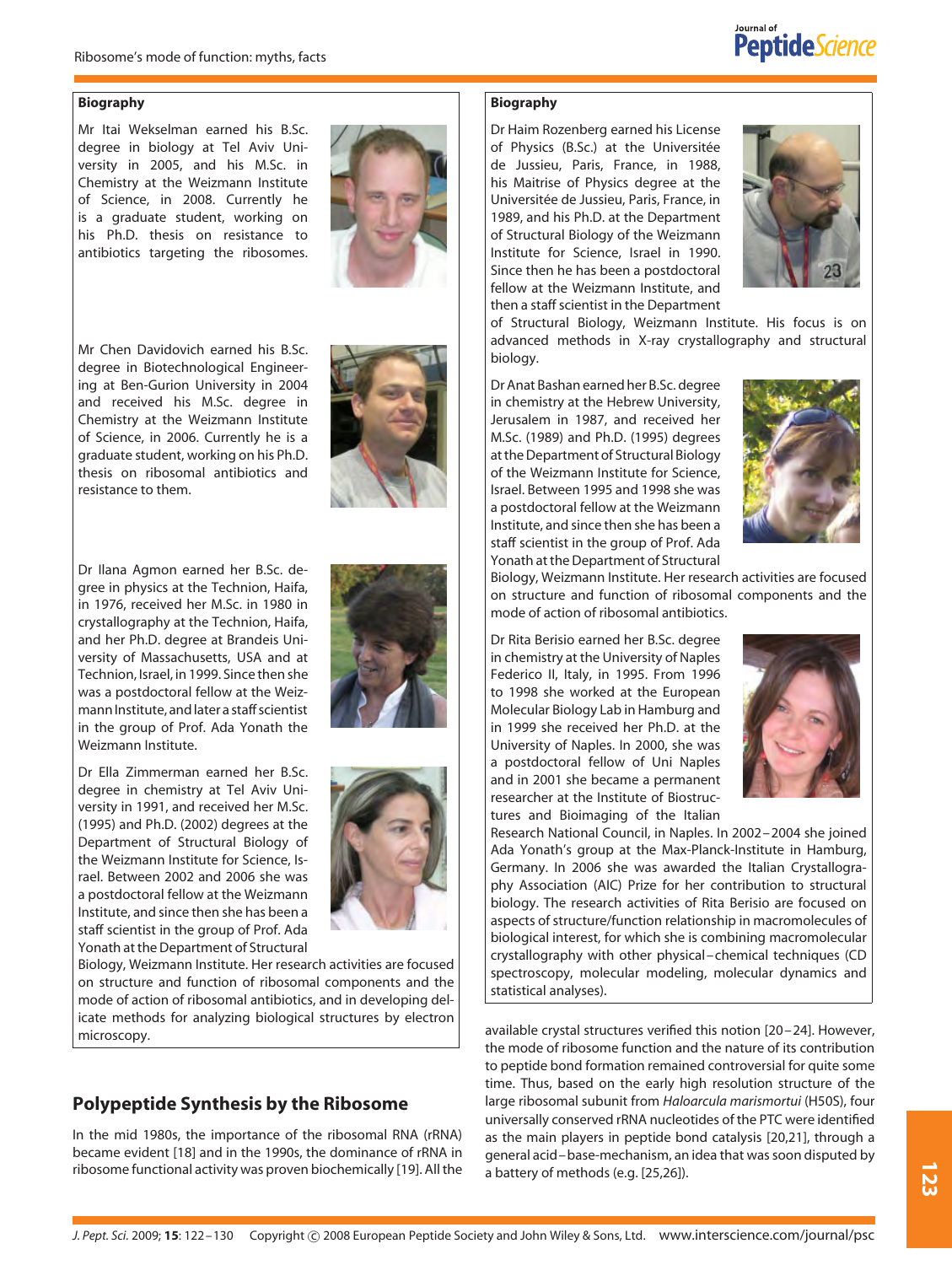**Biography**

Mr Itai Wekselman earned his B.Sc. degree in biology at Tel Aviv University in 2005, and his M.Sc. in Chemistry at the Weizmann Institute of Science, in 2008. Currently he is a graduate student, working on his Ph.D. thesis on resistance to antibiotics targeting the ribosomes.

Mr Chen Davidovich earned his B.Sc. degree in Biotechnological Engineering at Ben-Gurion University in 2004 and received his M.Sc. degree in Chemistry at the Weizmann Institute of Science, in 2006. Currently he is a graduate student, working on his Ph.D. thesis on ribosomal antibiotics and resistance to them.

Dr Ilana Agmon earned her B.Sc. degree in physics at the Technion, Haifa, in 1976, received her M.Sc. in 1980 in crystallography at the Technion, Haifa, and her Ph.D. degree at Brandeis University of Massachusetts, USA and at Technion, Israel, in 1999. Since then she was a postdoctoral fellow at the Weizmann Institute, and later a staff scientist in the group of Prof. Ada Yonath the Weizmann Institute.

Dr Ella Zimmerman earned her B.Sc. degree in chemistry at Tel Aviv University in 1991, and received her M.Sc. (1995) and Ph.D. (2002) degrees at the Department of Structural Biology of the Weizmann Institute for Science, Israel. Between 2002 and 2006 she was a postdoctoral fellow at the Weizmann Institute, and since then she has been a staff scientist in the group of Prof. Ada Yonath at the Department of Structural Biology, Weizmann Institute. Her research activities are focused on structure and function of ribosomal components and the mode of action of ribosomal antibiotics, and in developing delicate methods for analyzing biological structures by electron microscopy.

**Biography**

Dr Haim Rozenberg earned his License of Physics (B.Sc.) at the Universitée de Jussieu, Paris, France, in 1988, his Maitrise of Physics degree at the Universitée de Jussieu, Paris, France, in 1989, and his Ph.D. at the Department of Structural Biology of the Weizmann Institute for Science, Israel in 1990. Since then he has been a postdoctoral fellow at the Weizmann Institute, and then a staff scientist in the Department of Structural Biology, Weizmann Institute. His focus is on advanced methods in X-ray crystallography and structural biology.

Dr Anat Bashan earned her B.Sc. degree in chemistry at the Hebrew University, Jerusalem in 1987, and received her M.Sc. (1989) and Ph.D. (1995) degrees at the Department of Structural Biology of the Weizmann Institute for Science, Israel. Between 1995 and 1998 she was a postdoctoral fellow at the Weizmann Institute, and since then she has been a staff scientist in the group of Prof. Ada Yonath at the Department of Structural Biology, Weizmann Institute. Her research activities are focused on structure and function of ribosomal components and the mode of action of ribosomal antibiotics.

Dr Rita Berisio earned her B.Sc. degree in chemistry at the University of Naples Federico II, Italy, in 1995. From 1996 to 1998 she worked at the European Molecular Biology Lab in Hamburg and in 1999 she received her Ph.D. at the University of Naples. In 2000, she was a postdoctoral fellow of Uni Naples and in 2001 she became a permanent researcher at the Institute of Biostructures and Bioimaging of the Italian Research National Council, in Naples. In 2002–2004 she joined Ada Yonath's group at the Max-Planck-Institute in Hamburg, Germany. In 2006 she was awarded the Italian Crystallography Association (AIC) Prize for her contribution to structural biology. The research activities of Rita Berisio are focused on aspects of structure/function relationship in macromolecules of biological interest, for which she is combining macromolecular crystallography with other physical–chemical techniques (CD spectroscopy, molecular modeling, molecular dynamics and statistical analyses).

## Polypeptide Synthesis by the Ribosome

In the mid 1980s, the importance of the ribosomal RNA (rRNA) became evident [18] and in the 1990s, the dominance of rRNA in ribosome functional activity was proven biochemically [19]. All the available crystal structures verified this notion [20–24]. However, the mode of ribosome function and the nature of its contribution to peptide bond formation remained controversial for quite some time. Thus, based on the early high resolution structure of the large ribosomal subunit from *Haloarcula marismortui* (H50S), four universally conserved rRNA nucleotides of the PTC were identified as the main players in peptide bond catalysis [20,21], through a general acid–base-mechanism, an idea that was soon disputed by a battery of methods (e.g. [25,26]).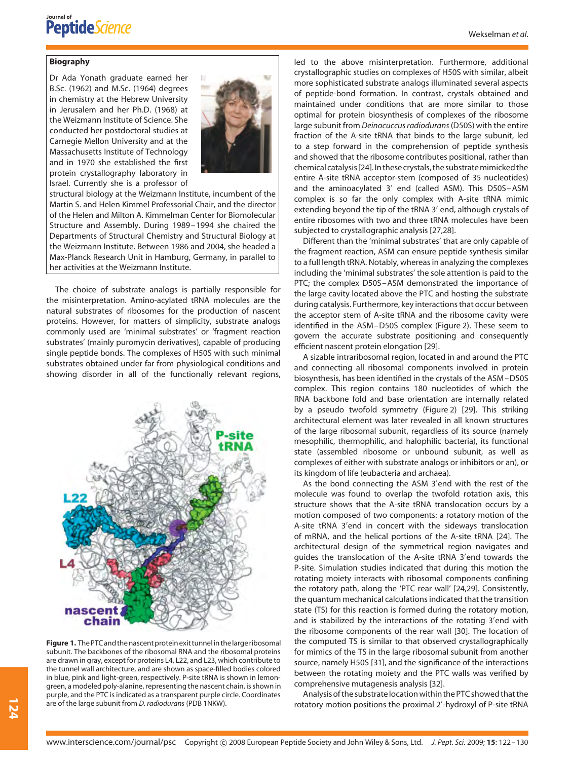**Biography**

Dr Ada Yonath graduate earned her B.Sc. (1962) and M.Sc. (1964) degrees in chemistry at the Hebrew University in Jerusalem and her Ph.D. (1968) at the Weizmann Institute of Science. She conducted her postdoctoral studies at Carnegie Mellon University and at the Massachusetts Institute of Technology and in 1970 she established the first protein crystallography laboratory in Israel. Currently she is a professor of structural biology at the Weizmann Institute, incumbent of the Martin S. and Helen Kimmel Professorial Chair, and the director of the Helen and Milton A. Kimmelman Center for Biomolecular Structure and Assembly. During 1989–1994 she chaired the Departments of Structural Chemistry and Structural Biology at the Weizmann Institute. Between 1986 and 2004, she headed a Max-Planck Research Unit in Hamburg, Germany, in parallel to her activities at the Weizmann Institute.

The choice of substrate analogs is partially responsible for the misinterpretation. Amino-acylated tRNA molecules are the natural substrates of ribosomes for the production of nascent proteins. However, for matters of simplicity, substrate analogs commonly used are 'minimal substrates' or 'fragment reaction substrates' (mainly puromycin derivatives), capable of producing single peptide bonds. The complexes of H50S with such minimal substrates obtained under far from physiological conditions and showing disorder in all of the functionally relevant regions, led to the above misinterpretation. Furthermore, additional crystallographic studies on complexes of H50S with similar, albeit more sophisticated substrate analogs illuminated several aspects of peptide-bond formation. In contrast, crystals obtained and maintained under conditions that are more similar to those optimal for protein biosynthesis of complexes of the ribosome large subunit from *Deinocuccus radiodurans* (D50S) with the entire fraction of the A-site tRNA that binds to the large subunit, led to a step forward in the comprehension of peptide synthesis and showed that the ribosome contributes positional, rather than chemical catalysis [24]. In these crystals, the substrate mimicked the entire A-site tRNA acceptor-stem (composed of 35 nucleotides) and the aminoacylated 3′ end (called ASM). This D50S–ASM complex is so far the only complex with A-site tRNA mimic extending beyond the tip of the tRNA 3′ end, although crystals of entire ribosomes with two and three tRNA molecules have been subjected to crystallographic analysis [27,28].

Figure 1. The PTC and the nascent protein exit tunnel in the large ribosomal subunit. The backbones of the ribosomal RNA and the ribosomal proteins are drawn in gray, except for proteins L4, L22, and L23, which contribute to the tunnel wall architecture, and are shown as space-filled bodies colored in blue, pink and light-green, respectively. P-site tRNA is shown in lemon-green, a modeled poly-alanine, representing the nascent chain, is shown in purple, and the PTC is indicated as a transparent purple circle. Coordinates are of the large subunit from *D. radiodurans* (PDB 1NKW).

Different than the 'minimal substrates' that are only capable of the fragment reaction, ASM can ensure peptide synthesis similar to a full length tRNA. Notably, whereas in analyzing the complexes including the 'minimal substrates' the sole attention is paid to the PTC; the complex D50S–ASM demonstrated the importance of the large cavity located above the PTC and hosting the substrate during catalysis. Furthermore, key interactions that occur between the acceptor stem of A-site tRNA and the ribosome cavity were identified in the ASM–D50S complex (Figure 2). These seem to govern the accurate substrate positioning and consequently efficient nascent protein elongation [29].

A sizable intraribosomal region, located in and around the PTC and connecting all ribosomal components involved in protein biosynthesis, has been identified in the crystals of the ASM–D50S complex. This region contains 180 nucleotides of which the RNA backbone fold and base orientation are internally related by a pseudo twofold symmetry (Figure 2) [29]. This striking architectural element was later revealed in all known structures of the large ribosomal subunit, regardless of its source (namely mesophilic, thermophilic, and halophilic bacteria), its functional state (assembled ribosome or unbound subunit, as well as complexes of either with substrate analogs or inhibitors or an), or its kingdom of life (eubacteria and archaea).

As the bond connecting the ASM 3′end with the rest of the molecule was found to overlap the twofold rotation axis, this structure shows that the A-site tRNA translocation occurs by a motion composed of two components: a rotatory motion of the A-site tRNA 3′end in concert with the sideways translocation of mRNA, and the helical portions of the A-site tRNA [24]. The architectural design of the symmetrical region navigates and guides the translocation of the A-site tRNA 3′end towards the P-site. Simulation studies indicated that during this motion the rotating moiety interacts with ribosomal components confining the rotatory path, along the 'PTC rear wall' [24,29]. Consistently, the quantum mechanical calculations indicated that the transition state (TS) for this reaction is formed during the rotatory motion, and is stabilized by the interactions of the rotating 3′end with the ribosome components of the rear wall [30]. The location of the computed TS is similar to that observed crystallographically for mimics of the TS in the large ribosomal subunit from another source, namely H50S [31], and the significance of the interactions between the rotating moiety and the PTC walls was verified by comprehensive mutagenesis analysis [32].

Analysis of the substrate location within the PTC showed that the rotatory motion positions the proximal 2′-hydroxyl of P-site tRNA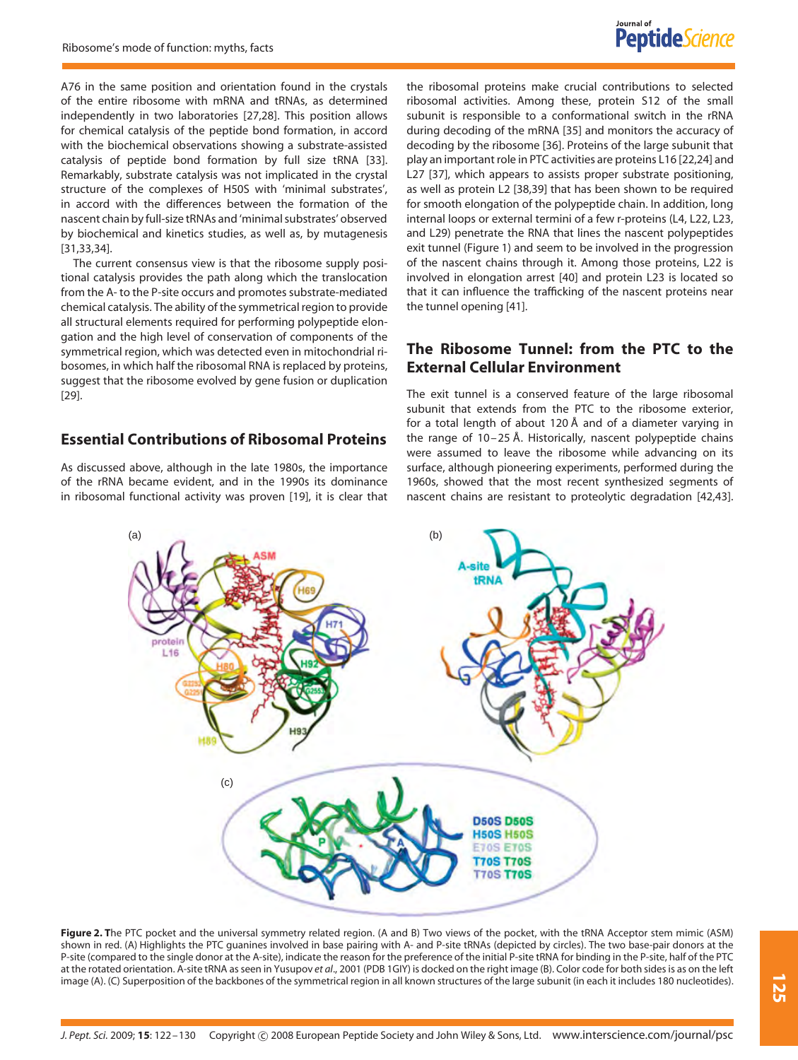A76 in the same position and orientation found in the crystals of the entire ribosome with mRNA and tRNAs, as determined independently in two laboratories [27,28]. This position allows for chemical catalysis of the peptide bond formation, in accord with the biochemical observations showing a substrate-assisted catalysis of peptide bond formation by full size tRNA [33]. Remarkably, substrate catalysis was not implicated in the crystal structure of the complexes of H50S with 'minimal substrates', in accord with the differences between the formation of the nascent chain by full-size tRNAs and 'minimal substrates' observed by biochemical and kinetics studies, as well as, by mutagenesis [31,33,34].

The current consensus view is that the ribosome supply positional catalysis provides the path along which the translocation from the A- to the P-site occurs and promotes substrate-mediated chemical catalysis. The ability of the symmetrical region to provide all structural elements required for performing polypeptide elongation and the high level of conservation of components of the symmetrical region, which was detected even in mitochondrial ribosomes, in which half the ribosomal RNA is replaced by proteins, suggest that the ribosome evolved by gene fusion or duplication [29].

## Essential Contributions of Ribosomal Proteins

As discussed above, although in the late 1980s, the importance of the rRNA became evident, and in the 1990s its dominance in ribosomal functional activity was proven [19], it is clear that the ribosomal proteins make crucial contributions to selected ribosomal activities. Among these, protein S12 of the small subunit is responsible to a conformational switch in the rRNA during decoding of the mRNA [35] and monitors the accuracy of decoding by the ribosome [36]. Proteins of the large subunit that play an important role in PTC activities are proteins L16 [22,24] and L27 [37], which appears to assists proper substrate positioning, as well as protein L2 [38,39] that has been shown to be required for smooth elongation of the polypeptide chain. In addition, long internal loops or external termini of a few r-proteins (L4, L22, L23, and L29) penetrate the RNA that lines the nascent polypeptides exit tunnel (Figure 1) and seem to be involved in the progression of the nascent chains through it. Among those proteins, L22 is involved in elongation arrest [40] and protein L23 is located so that it can influence the trafficking of the nascent proteins near the tunnel opening [41].

## The Ribosome Tunnel: from the PTC to the External Cellular Environment

The exit tunnel is a conserved feature of the large ribosomal subunit that extends from the PTC to the ribosome exterior, for a total length of about 120 Å and of a diameter varying in the range of 10–25 Å. Historically, nascent polypeptide chains were assumed to leave the ribosome while advancing on its surface, although pioneering experiments, performed during the 1960s, showed that the most recent synthesized segments of nascent chains are resistant to proteolytic degradation [42,43].

**Figure 2.** The PTC pocket and the universal symmetry related region. (A and B) Two views of the pocket, with the tRNA Acceptor stem mimic (ASM) shown in red. (A) Highlights the PTC guanines involved in base pairing with A- and P-site tRNAs (depicted by circles). The two base-pair donors at the P-site (compared to the single donor at the A-site), indicate the reason for the preference of the initial P-site tRNA for binding in the P-site, half of the PTC at the rotated orientation. A-site tRNA as seen in Yusupov *et al*., 2001 (PDB 1GIY) is docked on the right image (B). Color code for both sides is as on the left image (A). (C) Superposition of the backbones of the symmetrical region in all known structures of the large subunit (in each it includes 180 nucleotides).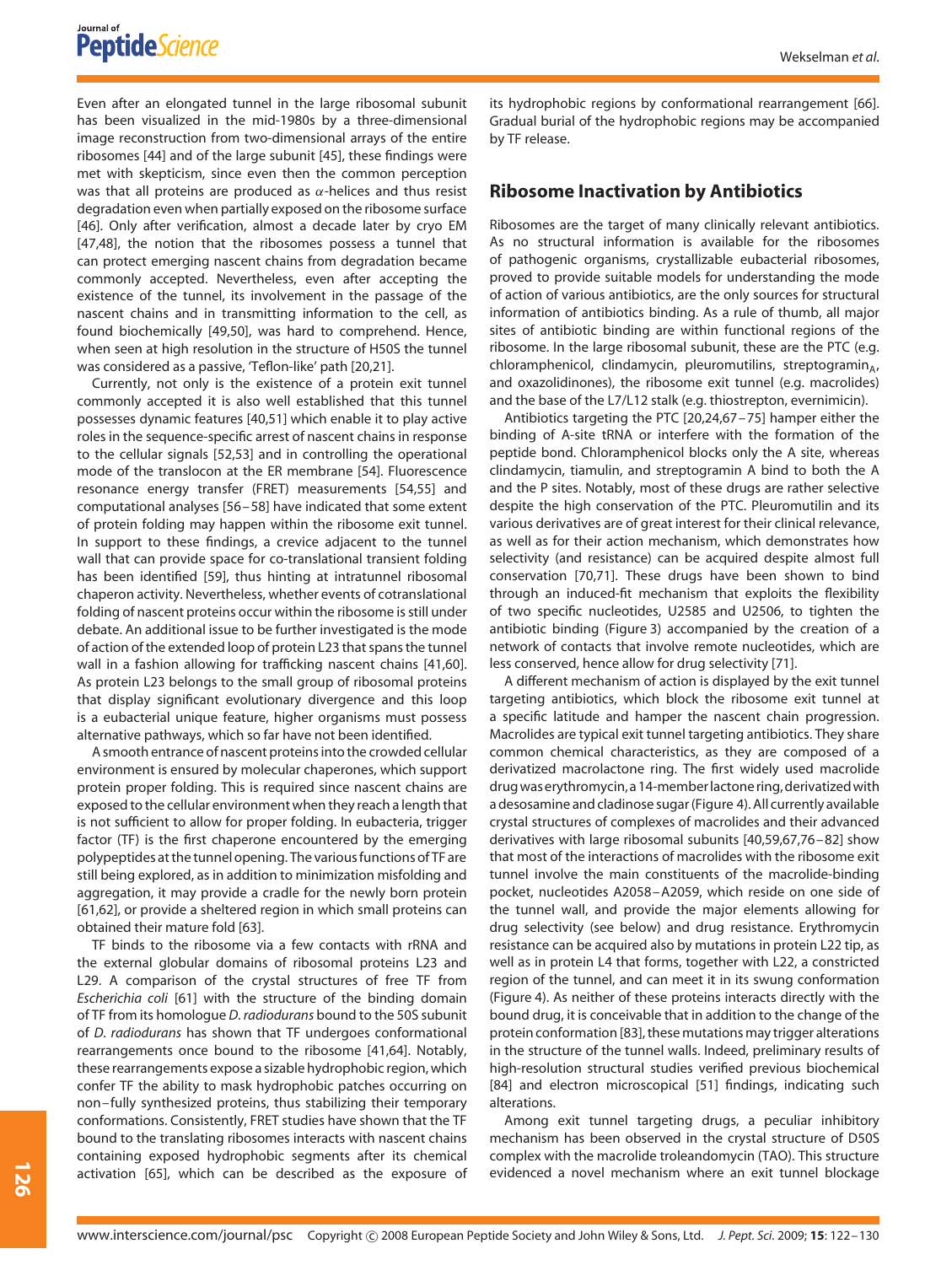Even after an elongated tunnel in the large ribosomal subunit has been visualized in the mid-1980s by a three-dimensional image reconstruction from two-dimensional arrays of the entire ribosomes [44] and of the large subunit [45], these findings were met with skepticism, since even then the common perception was that all proteins are produced as $\alpha$-helices and thus resist degradation even when partially exposed on the ribosome surface [46]. Only after verification, almost a decade later by cryo EM [47,48], the notion that the ribosomes possess a tunnel that can protect emerging nascent chains from degradation became commonly accepted. Nevertheless, even after accepting the existence of the tunnel, its involvement in the passage of the nascent chains and in transmitting information to the cell, as found biochemically [49,50], was hard to comprehend. Hence, when seen at high resolution in the structure of H50S the tunnel was considered as a passive, 'Teflon-like' path [20,21].

Currently, not only is the existence of a protein exit tunnel commonly accepted it is also well established that this tunnel possesses dynamic features [40,51] which enable it to play active roles in the sequence-specific arrest of nascent chains in response to the cellular signals [52,53] and in controlling the operational mode of the translocon at the ER membrane [54]. Fluorescence resonance energy transfer (FRET) measurements [54,55] and computational analyses [56–58] have indicated that some extent of protein folding may happen within the ribosome exit tunnel. In support to these findings, a crevice adjacent to the tunnel wall that can provide space for co-translational transient folding has been identified [59], thus hinting at intratunnel ribosomal chaperon activity. Nevertheless, whether events of cotranslational folding of nascent proteins occur within the ribosome is still under debate. An additional issue to be further investigated is the mode of action of the extended loop of protein L23 that spans the tunnel wall in a fashion allowing for trafficking nascent chains [41,60]. As protein L23 belongs to the small group of ribosomal proteins that display significant evolutionary divergence and this loop is a eubacterial unique feature, higher organisms must possess alternative pathways, which so far have not been identified.

A smooth entrance of nascent proteins into the crowded cellular environment is ensured by molecular chaperones, which support protein proper folding. This is required since nascent chains are exposed to the cellular environment when they reach a length that is not sufficient to allow for proper folding. In eubacteria, trigger factor (TF) is the first chaperone encountered by the emerging polypeptides at the tunnel opening. The various functions of TF are still being explored, as in addition to minimization misfolding and aggregation, it may provide a cradle for the newly born protein [61,62], or provide a sheltered region in which small proteins can obtained their mature fold [63].

TF binds to the ribosome via a few contacts with rRNA and the external globular domains of ribosomal proteins L23 and L29. A comparison of the crystal structures of free TF from *Escherichia coli* [61] with the structure of the binding domain of TF from its homologue *D. radiodurans* bound to the 50S subunit of *D. radiodurans* has shown that TF undergoes conformational rearrangements once bound to the ribosome [41,64]. Notably, these rearrangements expose a sizable hydrophobic region, which confer TF the ability to mask hydrophobic patches occurring on non–fully synthesized proteins, thus stabilizing their temporary conformations. Consistently, FRET studies have shown that the TF bound to the translating ribosomes interacts with nascent chains containing exposed hydrophobic segments after its chemical activation [65], which can be described as the exposure of its hydrophobic regions by conformational rearrangement [66]. Gradual burial of the hydrophobic regions may be accompanied by TF release.

## Ribosome Inactivation by Antibiotics

Ribosomes are the target of many clinically relevant antibiotics. As no structural information is available for the ribosomes of pathogenic organisms, crystallizable eubacterial ribosomes, proved to provide suitable models for understanding the mode of action of various antibiotics, are the only sources for structural information of antibiotics binding. As a rule of thumb, all major sites of antibiotic binding are within functional regions of the ribosome. In the large ribosomal subunit, these are the PTC (e.g. chloramphenicol, clindamycin, pleuromutilins, streptogramin$_A$, and oxazolidinones), the ribosome exit tunnel (e.g. macrolides) and the base of the L7/L12 stalk (e.g. thiostrepton, evernimicin).

Antibiotics targeting the PTC [20,24,67–75] hamper either the binding of A-site tRNA or interfere with the formation of the peptide bond. Chloramphenicol blocks only the A site, whereas clindamycin, tiamulin, and streptogramin A bind to both the A and the P sites. Notably, most of these drugs are rather selective despite the high conservation of the PTC. Pleuromutilin and its various derivatives are of great interest for their clinical relevance, as well as for their action mechanism, which demonstrates how selectivity (and resistance) can be acquired despite almost full conservation [70,71]. These drugs have been shown to bind through an induced-fit mechanism that exploits the flexibility of two specific nucleotides, U2585 and U2506, to tighten the antibiotic binding (Figure 3) accompanied by the creation of a network of contacts that involve remote nucleotides, which are less conserved, hence allow for drug selectivity [71].

A different mechanism of action is displayed by the exit tunnel targeting antibiotics, which block the ribosome exit tunnel at a specific latitude and hamper the nascent chain progression. Macrolides are typical exit tunnel targeting antibiotics. They share common chemical characteristics, as they are composed of a derivatized macrolactone ring. The first widely used macrolide drug was erythromycin, a 14-member lactone ring, derivatized with a desosamine and cladinose sugar (Figure 4). All currently available crystal structures of complexes of macrolides and their advanced derivatives with large ribosomal subunits [40,59,67,76–82] show that most of the interactions of macrolides with the ribosome exit tunnel involve the main constituents of the macrolide-binding pocket, nucleotides A2058–A2059, which reside on one side of the tunnel wall, and provide the major elements allowing for drug selectivity (see below) and drug resistance. Erythromycin resistance can be acquired also by mutations in protein L22 tip, as well as in protein L4 that forms, together with L22, a constricted region of the tunnel, and can meet it in its swung conformation (Figure 4). As neither of these proteins interacts directly with the bound drug, it is conceivable that in addition to the change of the protein conformation [83], these mutations may trigger alterations in the structure of the tunnel walls. Indeed, preliminary results of high-resolution structural studies verified previous biochemical [84] and electron microscopical [51] findings, indicating such alterations.

Among exit tunnel targeting drugs, a peculiar inhibitory mechanism has been observed in the crystal structure of D50S complex with the macrolide troleandomycin (TAO). This structure evidenced a novel mechanism where an exit tunnel blockage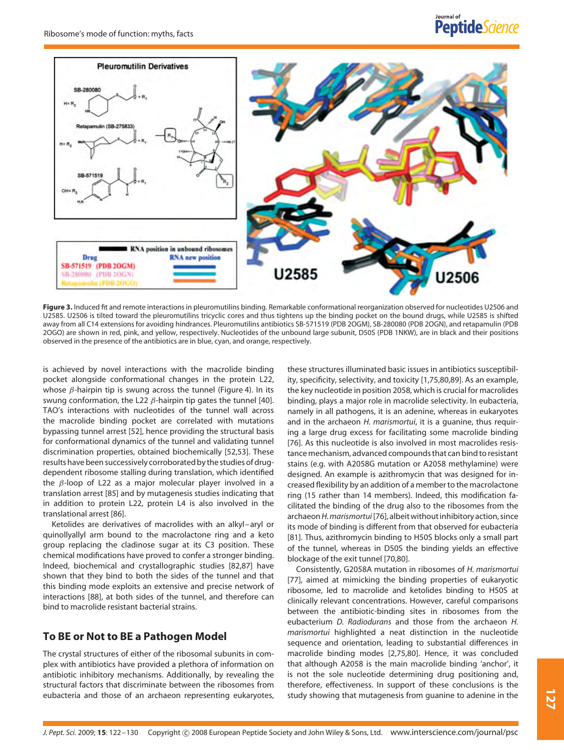**Figure 3.** Induced fit and remote interactions in pleuromutilins binding. Remarkable conformational reorganization observed for nucleotides U2506 and U2585. U2506 is tilted toward the pleuromutilins tricyclic cores and thus tightens up the binding pocket on the bound drugs, while U2585 is shifted away from all C14 extensions for avoiding hindrances. Pleuromutilins antibiotics SB-571519 (PDB 2OGM), SB-280080 (PDB 2OGN), and retapamulin (PDB 2OGO) are shown in red, pink, and yellow, respectively. Nucleotides of the unbound large subunit, D50S (PDB 1NKW), are in black and their positions observed in the presence of the antibiotics are in blue, cyan, and orange, respectively.

is achieved by novel interactions with the macrolide binding pocket alongside conformational changes in the protein L22, whose $\beta$-hairpin tip is swung across the tunnel (Figure 4). In its swung conformation, the L22 $\beta$-hairpin tip gates the tunnel [40]. TAO's interactions with nucleotides of the tunnel wall across the macrolide binding pocket are correlated with mutations bypassing tunnel arrest [52], hence providing the structural basis for conformational dynamics of the tunnel and validating tunnel discrimination properties, obtained biochemically [52,53]. These results have been successively corroborated by the studies of drug-dependent ribosome stalling during translation, which identified the $\beta$-loop of L22 as a major molecular player involved in a translation arrest [85] and by mutagenesis studies indicating that in addition to protein L22, protein L4 is also involved in the translational arrest [86].

Ketolides are derivatives of macrolides with an alkyl–aryl or quinollyalyl arm bound to the macrolactone ring and a keto group replacing the cladinose sugar at its C3 position. These chemical modifications have proved to confer a stronger binding. Indeed, biochemical and crystallographic studies [82,87] have shown that they bind to both the sides of the tunnel and that this binding mode exploits an extensive and precise network of interactions [88], at both sides of the tunnel, and therefore can bind to macrolide resistant bacterial strains.

## To BE or Not to BE a Pathogen Model

The crystal structures of either of the ribosomal subunits in complex with antibiotics have provided a plethora of information on antibiotic inhibitory mechanisms. Additionally, by revealing the structural factors that discriminate between the ribosomes from eubacteria and those of an archaeon representing eukaryotes, these structures illuminated basic issues in antibiotics susceptibility, specificity, selectivity, and toxicity [1,75,80,89]. As an example, the key nucleotide in position 2058, which is crucial for macrolides binding, plays a major role in macrolide selectivity. In eubacteria, namely in all pathogens, it is an adenine, whereas in eukaryotes and in the archaeon *H. marismortui*, it is a guanine, thus requiring a large drug excess for facilitating some macrolide binding [76]. As this nucleotide is also involved in most macrolides resistance mechanism, advanced compounds that can bind to resistant stains (e.g. with A2058G mutation or A2058 methylamine) were designed. An example is azithromycin that was designed for increased flexibility by an addition of a member to the macrolactone ring (15 rather than 14 members). Indeed, this modification facilitated the binding of the drug also to the ribosomes from the archaeon *H. marismortui* [76], albeit without inhibitory action, since its mode of binding is different from that observed for eubacteria [81]. Thus, azithromycin binding to H50S blocks only a small part of the tunnel, whereas in D50S the binding yields an effective blockage of the exit tunnel [70,80].

Consistently, G2058A mutation in ribosomes of *H. marismortui* [77], aimed at mimicking the binding properties of eukaryotic ribosome, led to macrolide and ketolides binding to H50S at clinically relevant concentrations. However, careful comparisons between the antibiotic-binding sites in ribosomes from the eubacterium *D. Radiodurans* and those from the archaeon *H. marismortui* highlighted a neat distinction in the nucleotide sequence and orientation, leading to substantial differences in macrolide binding modes [2,75,80]. Hence, it was concluded that although A2058 is the main macrolide binding 'anchor', it is not the sole nucleotide determining drug positioning and, therefore, effectiveness. In support of these conclusions is the study showing that mutagenesis from guanine to adenine in the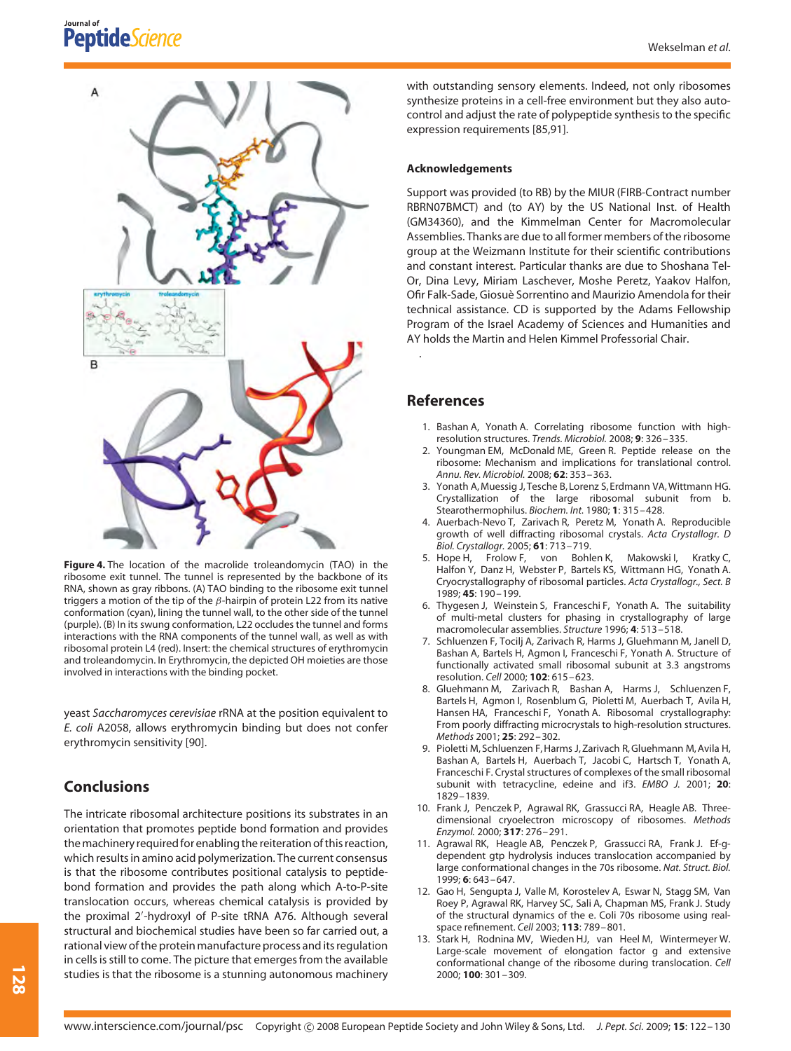**Figure 4.** The location of the macrolide troleandomycin (TAO) in the ribosome exit tunnel. The tunnel is represented by the backbone of its RNA, shown as gray ribbons. (A) TAO binding to the ribosome exit tunnel triggers a motion of the tip of the $\beta$-hairpin of protein L22 from its native conformation (cyan), lining the tunnel wall, to the other side of the tunnel (purple). (B) In its swung conformation, L22 occludes the tunnel and forms interactions with the RNA components of the tunnel wall, as well as with ribosomal protein L4 (red). Insert: the chemical structures of erythromycin and troleandomycin. In Erythromycin, the depicted OH moieties are those involved in interactions with the binding pocket.

yeast *Saccharomyces cerevisiae* rRNA at the position equivalent to *E. coli* A2058, allows erythromycin binding but does not confer erythromycin sensitivity [90].

## Conclusions

The intricate ribosomal architecture positions its substrates in an orientation that promotes peptide bond formation and provides the machinery required for enabling the reiteration of this reaction, which results in amino acid polymerization. The current consensus is that the ribosome contributes positional catalysis to peptide-bond formation and provides the path along which A-to-P-site translocation occurs, whereas chemical catalysis is provided by the proximal 2′-hydroxyl of P-site tRNA A76. Although several structural and biochemical studies have been so far carried out, a rational view of the protein manufacture process and its regulation in cells is still to come. The picture that emerges from the available studies is that the ribosome is a stunning autonomous machinery with outstanding sensory elements. Indeed, not only ribosomes synthesize proteins in a cell-free environment but they also auto-control and adjust the rate of polypeptide synthesis to the specific expression requirements [85,91].

### Acknowledgements

Support was provided (to RB) by the MIUR (FIRB-Contract number RBRN07BMCT) and (to AY) by the US National Inst. of Health (GM34360), and the Kimmelman Center for Macromolecular Assemblies. Thanks are due to all former members of the ribosome group at the Weizmann Institute for their scientific contributions and constant interest. Particular thanks are due to Shoshana Tel-Or, Dina Levy, Miriam Laschever, Moshe Peretz, Yaakov Halfon, Ofir Falk-Sade, Giosuè Sorrentino and Maurizio Amendola for their technical assistance. CD is supported by the Adams Fellowship Program of the Israel Academy of Sciences and Humanities and AY holds the Martin and Helen Kimmel Professorial Chair.

## References

1. Bashan A, Yonath A. Correlating ribosome function with high-resolution structures. *Trends. Microbiol.* 2008; **9**: 326–335.
2. Youngman EM, McDonald ME, Green R. Peptide release on the ribosome: Mechanism and implications for translational control. *Annu. Rev. Microbiol.* 2008; **62**: 353–363.
3. Yonath A, Muessig J, Tesche B, Lorenz S, Erdmann VA, Wittmann HG. Crystallization of the large ribosomal subunit from b. Stearothermophilus. *Biochem. Int.* 1980; **1**: 315–428.
4. Auerbach-Nevo T, Zarivach R, Peretz M, Yonath A. Reproducible growth of well diffracting ribosomal crystals. *Acta Crystallogr. D Biol. Crystallogr.* 2005; **61**: 713–719.
5. Hope H, Frolow F, von Bohlen K, Makowski I, Kratky C, Halfon Y, Danz H, Webster P, Bartels KS, Wittmann HG, Yonath A. Cryocrystallography of ribosomal particles. *Acta Crystallogr., Sect. B* 1989; **45**: 190–199.
6. Thygesen J, Weinstein S, Franceschi F, Yonath A. The suitability of multi-metal clusters for phasing in crystallography of large macromolecular assemblies. *Structure* 1996; **4**: 513–518.
7. Schluenzen F, Tocilj A, Zarivach R, Harms J, Gluehmann M, Janell D, Bashan A, Bartels H, Agmon I, Franceschi F, Yonath A. Structure of functionally activated small ribosomal subunit at 3.3 angstroms resolution. *Cell* 2000; **102**: 615–623.
8. Gluehmann M, Zarivach R, Bashan A, Harms J, Schluenzen F, Bartels H, Agmon I, Rosenblum G, Pioletti M, Auerbach T, Avila H, Hansen HA, Franceschi F, Yonath A. Ribosomal crystallography: From poorly diffracting microcrystals to high-resolution structures. *Methods* 2001; **25**: 292–302.
9. Pioletti M, Schluenzen F, Harms J, Zarivach R, Gluehmann M, Avila H, Bashan A, Bartels H, Auerbach T, Jacobi C, Hartsch T, Yonath A, Franceschi F. Crystal structures of complexes of the small ribosomal subunit with tetracycline, edeine and if3. *EMBO J.* 2001; **20**: 1829–1839.
10. Frank J, Penczek P, Agrawal RK, Grassucci RA, Heagle AB. Three-dimensional cryoelectron microscopy of ribosomes. *Methods Enzymol.* 2000; **317**: 276–291.
11. Agrawal RK, Heagle AB, Penczek P, Grassucci RA, Frank J. Ef-g-dependent gtp hydrolysis induces translocation accompanied by large conformational changes in the 70s ribosome. *Nat. Struct. Biol.* 1999; **6**: 643–647.
12. Gao H, Sengupta J, Valle M, Korostelev A, Eswar N, Stagg SM, Van Roey P, Agrawal RK, Harvey SC, Sali A, Chapman MS, Frank J. Study of the structural dynamics of the e. Coli 70s ribosome using real-space refinement. *Cell* 2003; **113**: 789–801.
13. Stark H, Rodnina MV, Wieden HJ, van Heel M, Wintermeyer W. Large-scale movement of elongation factor g and extensive conformational change of the ribosome during translocation. *Cell* 2000; **100**: 301–309.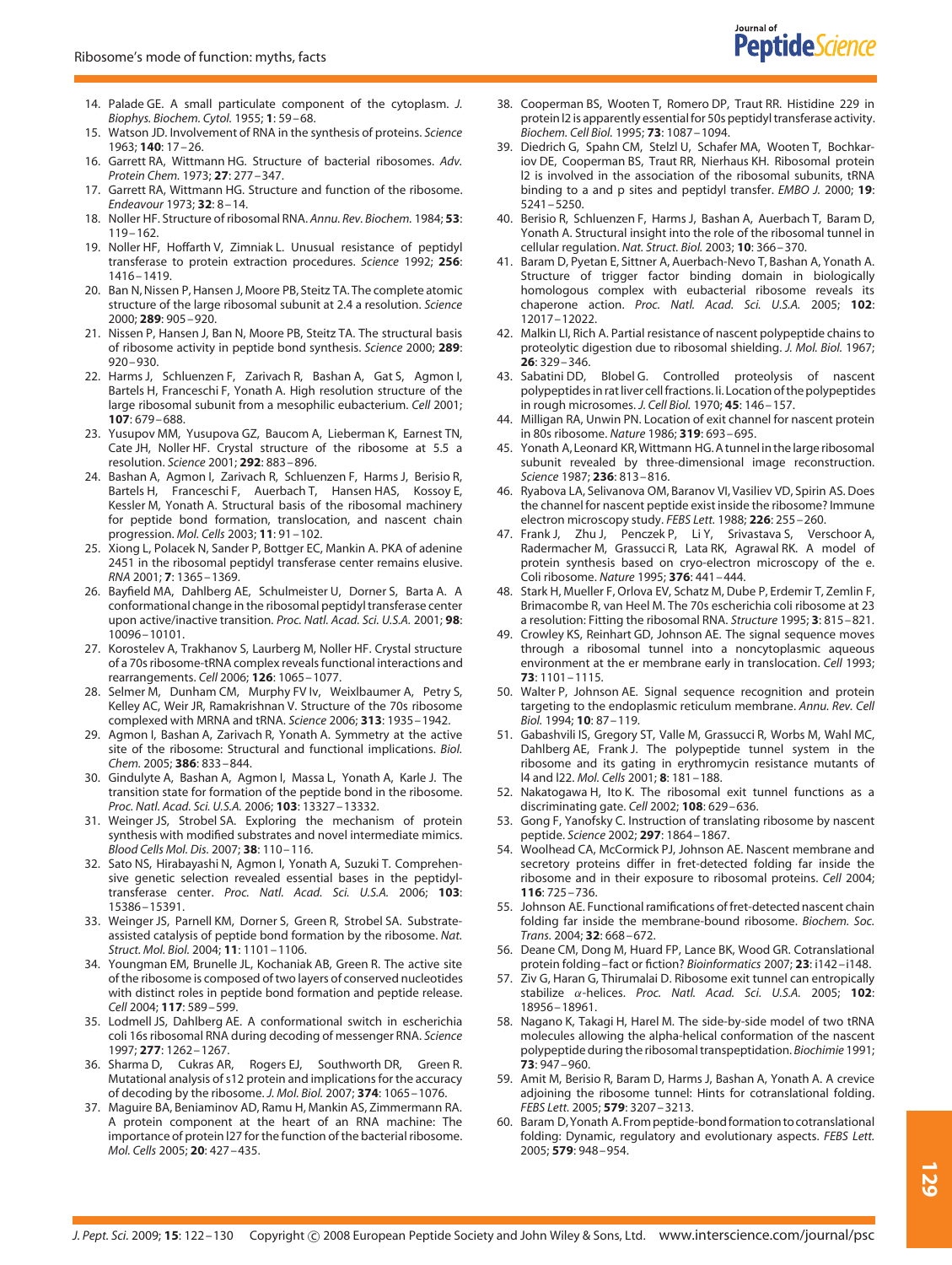14. Palade GE. A small particulate component of the cytoplasm. *J. Biophys. Biochem. Cytol.* 1955; **1**: 59–68.
15. Watson JD. Involvement of RNA in the synthesis of proteins. *Science* 1963; **140**: 17–26.
16. Garrett RA, Wittmann HG. Structure of bacterial ribosomes. *Adv. Protein Chem.* 1973; **27**: 277–347.
17. Garrett RA, Wittmann HG. Structure and function of the ribosome. *Endeavour* 1973; **32**: 8–14.
18. Noller HF. Structure of ribosomal RNA. *Annu. Rev. Biochem.* 1984; **53**: 119–162.
19. Noller HF, Hoffarth V, Zimniak L. Unusual resistance of peptidyl transferase to protein extraction procedures. *Science* 1992; **256**: 1416–1419.
20. Ban N, Nissen P, Hansen J, Moore PB, Steitz TA. The complete atomic structure of the large ribosomal subunit at 2.4 a resolution. *Science* 2000; **289**: 905–920.
21. Nissen P, Hansen J, Ban N, Moore PB, Steitz TA. The structural basis of ribosome activity in peptide bond synthesis. *Science* 2000; **289**: 920–930.
22. Harms J, Schluenzen F, Zarivach R, Bashan A, Gat S, Agmon I, Bartels H, Franceschi F, Yonath A. High resolution structure of the large ribosomal subunit from a mesophilic eubacterium. *Cell* 2001; **107**: 679–688.
23. Yusupov MM, Yusupova GZ, Baucom A, Lieberman K, Earnest TN, Cate JH, Noller HF. Crystal structure of the ribosome at 5.5 a resolution. *Science* 2001; **292**: 883–896.
24. Bashan A, Agmon I, Zarivach R, Schluenzen F, Harms J, Berisio R, Bartels H, Franceschi F, Auerbach T, Hansen HAS, Kossoy E, Kessler M, Yonath A. Structural basis of the ribosomal machinery for peptide bond formation, translocation, and nascent chain progression. *Mol. Cells* 2003; **11**: 91–102.
25. Xiong L, Polacek N, Sander P, Bottger EC, Mankin A. PKA of adenine 2451 in the ribosomal peptidyl transferase center remains elusive. *RNA* 2001; **7**: 1365–1369.
26. Bayfield MA, Dahlberg AE, Schulmeister U, Dorner S, Barta A. A conformational change in the ribosomal peptidyl transferase center upon active/inactive transition. *Proc. Natl. Acad. Sci. U.S.A.* 2001; **98**: 10096–10101.
27. Korostelev A, Trakhanov S, Laurberg M, Noller HF. Crystal structure of a 70s ribosome-tRNA complex reveals functional interactions and rearrangements. *Cell* 2006; **126**: 1065–1077.
28. Selmer M, Dunham CM, Murphy FV Iv, Weixlbaumer A, Petry S, Kelley AC, Weir JR, Ramakrishnan V. Structure of the 70s ribosome complexed with MRNA and tRNA. *Science* 2006; **313**: 1935–1942.
29. Agmon I, Bashan A, Zarivach R, Yonath A. Symmetry at the active site of the ribosome: Structural and functional implications. *Biol. Chem.* 2005; **386**: 833–844.
30. Gindulyte A, Bashan A, Agmon I, Massa L, Yonath A, Karle J. The transition state for formation of the peptide bond in the ribosome. *Proc. Natl. Acad. Sci. U.S.A.* 2006; **103**: 13327–13332.
31. Weinger JS, Strobel SA. Exploring the mechanism of protein synthesis with modified substrates and novel intermediate mimics. *Blood Cells Mol. Dis.* 2007; **38**: 110–116.
32. Sato NS, Hirabayashi N, Agmon I, Yonath A, Suzuki T. Comprehensive genetic selection revealed essential bases in the peptidyl-transferase center. *Proc. Natl. Acad. Sci. U.S.A.* 2006; **103**: 15386–15391.
33. Weinger JS, Parnell KM, Dorner S, Green R, Strobel SA. Substrate-assisted catalysis of peptide bond formation by the ribosome. *Nat. Struct. Mol. Biol.* 2004; **11**: 1101–1106.
34. Youngman EM, Brunelle JL, Kochaniak AB, Green R. The active site of the ribosome is composed of two layers of conserved nucleotides with distinct roles in peptide bond formation and peptide release. *Cell* 2004; **117**: 589–599.
35. Lodmell JS, Dahlberg AE. A conformational switch in escherichia coli 16s ribosomal RNA during decoding of messenger RNA. *Science* 1997; **277**: 1262–1267.
36. Sharma D, Cukras AR, Rogers EJ, Southworth DR, Green R. Mutational analysis of s12 protein and implications for the accuracy of decoding by the ribosome. *J. Mol. Biol.* 2007; **374**: 1065–1076.
37. Maguire BA, Beniaminov AD, Ramu H, Mankin AS, Zimmermann RA. A protein component at the heart of an RNA machine: The importance of protein l27 for the function of the bacterial ribosome. *Mol. Cells* 2005; **20**: 427–435.
38. Cooperman BS, Wooten T, Romero DP, Traut RR. Histidine 229 in protein l2 is apparently essential for 50s peptidyl transferase activity. *Biochem. Cell Biol.* 1995; **73**: 1087–1094.
39. Diedrich G, Spahn CM, Stelzl U, Schafer MA, Wooten T, Bochkariov DE, Cooperman BS, Traut RR, Nierhaus KH. Ribosomal protein l2 is involved in the association of the ribosomal subunits, tRNA binding to a and p sites and peptidyl transfer. *EMBO J.* 2000; **19**: 5241–5250.
40. Berisio R, Schluenzen F, Harms J, Bashan A, Auerbach T, Baram D, Yonath A. Structural insight into the role of the ribosomal tunnel in cellular regulation. *Nat. Struct. Biol.* 2003; **10**: 366–370.
41. Baram D, Pyetan E, Sittner A, Auerbach-Nevo T, Bashan A, Yonath A. Structure of trigger factor binding domain in biologically homologous complex with eubacterial ribosome reveals its chaperone action. *Proc. Natl. Acad. Sci. U.S.A.* 2005; **102**: 12017–12022.
42. Malkin LI, Rich A. Partial resistance of nascent polypeptide chains to proteolytic digestion due to ribosomal shielding. *J. Mol. Biol.* 1967; **26**: 329–346.
43. Sabatini DD, Blobel G. Controlled proteolysis of nascent polypeptides in rat liver cell fractions. Ii. Location of the polypeptides in rough microsomes. *J. Cell Biol.* 1970; **45**: 146–157.
44. Milligan RA, Unwin PN. Location of exit channel for nascent protein in 80s ribosome. *Nature* 1986; **319**: 693–695.
45. Yonath A, Leonard KR, Wittmann HG. A tunnel in the large ribosomal subunit revealed by three-dimensional image reconstruction. *Science* 1987; **236**: 813–816.
46. Ryabova LA, Selivanova OM, Baranov VI, Vasiliev VD, Spirin AS. Does the channel for nascent peptide exist inside the ribosome? Immune electron microscopy study. *FEBS Lett.* 1988; **226**: 255–260.
47. Frank J, Zhu J, Penczek P, Li Y, Srivastava S, Verschoor A, Radermacher M, Grassucci R, Lata RK, Agrawal RK. A model of protein synthesis based on cryo-electron microscopy of the e. Coli ribosome. *Nature* 1995; **376**: 441–444.
48. Stark H, Mueller F, Orlova EV, Schatz M, Dube P, Erdemir T, Zemlin F, Brimacombe R, van Heel M. The 70s escherichia coli ribosome at 23 a resolution: Fitting the ribosomal RNA. *Structure* 1995; **3**: 815–821.
49. Crowley KS, Reinhart GD, Johnson AE. The signal sequence moves through a ribosomal tunnel into a noncytoplasmic aqueous environment at the er membrane early in translocation. *Cell* 1993; **73**: 1101–1115.
50. Walter P, Johnson AE. Signal sequence recognition and protein targeting to the endoplasmic reticulum membrane. *Annu. Rev. Cell Biol.* 1994; **10**: 87–119.
51. Gabashvili IS, Gregory ST, Valle M, Grassucci R, Worbs M, Wahl MC, Dahlberg AE, Frank J. The polypeptide tunnel system in the ribosome and its gating in erythromycin resistance mutants of l4 and l22. *Mol. Cells* 2001; **8**: 181–188.
52. Nakatogawa H, Ito K. The ribosomal exit tunnel functions as a discriminating gate. *Cell* 2002; **108**: 629–636.
53. Gong F, Yanofsky C. Instruction of translating ribosome by nascent peptide. *Science* 2002; **297**: 1864–1867.
54. Woolhead CA, McCormick PJ, Johnson AE. Nascent membrane and secretory proteins differ in fret-detected folding far inside the ribosome and in their exposure to ribosomal proteins. *Cell* 2004; **116**: 725–736.
55. Johnson AE. Functional ramifications of fret-detected nascent chain folding far inside the membrane-bound ribosome. *Biochem. Soc. Trans.* 2004; **32**: 668–672.
56. Deane CM, Dong M, Huard FP, Lance BK, Wood GR. Cotranslational protein folding – fact or fiction? *Bioinformatics* 2007; **23**: i142–i148.
57. Ziv G, Haran G, Thirumalai D. Ribosome exit tunnel can entropically stabilize $\alpha$-helices. *Proc. Natl. Acad. Sci. U.S.A.* 2005; **102**: 18956–18961.
58. Nagano K, Takagi H, Harel M. The side-by-side model of two tRNA molecules allowing the alpha-helical conformation of the nascent polypeptide during the ribosomal transpeptidation. *Biochimie* 1991; **73**: 947–960.
59. Amit M, Berisio R, Baram D, Harms J, Bashan A, Yonath A. A crevice adjoining the ribosome tunnel: Hints for cotranslational folding. *FEBS Lett.* 2005; **579**: 3207–3213.
60. Baram D, Yonath A. From peptide-bond formation to cotranslational folding: Dynamic, regulatory and evolutionary aspects. *FEBS Lett.* 2005; **579**: 948–954.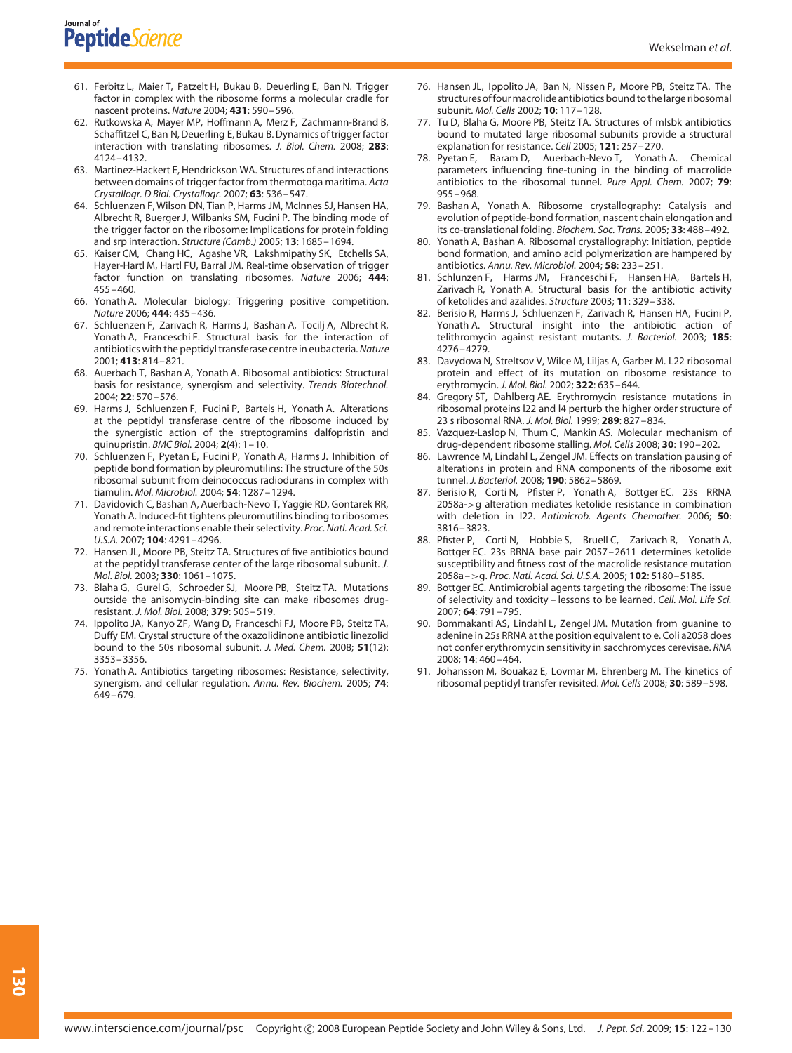61. Ferbitz L, Maier T, Patzelt H, Bukau B, Deuerling E, Ban N. Trigger factor in complex with the ribosome forms a molecular cradle for nascent proteins. *Nature* 2004; **431**: 590–596.
62. Rutkowska A, Mayer MP, Hoffmann A, Merz F, Zachmann-Brand B, Schaffitzel C, Ban N, Deuerling E, Bukau B. Dynamics of trigger factor interaction with translating ribosomes. *J. Biol. Chem.* 2008; **283**: 4124–4132.
63. Martinez-Hackert E, Hendrickson WA. Structures of and interactions between domains of trigger factor from thermotoga maritima. *Acta Crystallogr. D Biol. Crystallogr.* 2007; **63**: 536–547.
64. Schluenzen F, Wilson DN, Tian P, Harms JM, McInnes SJ, Hansen HA, Albrecht R, Buerger J, Wilbanks SM, Fucini P. The binding mode of the trigger factor on the ribosome: Implications for protein folding and srp interaction. *Structure (Camb.)* 2005; **13**: 1685–1694.
65. Kaiser CM, Chang HC, Agashe VR, Lakshmipathy SK, Etchells SA, Hayer-Hartl M, Hartl FU, Barral JM. Real-time observation of trigger factor function on translating ribosomes. *Nature* 2006; **444**: 455–460.
66. Yonath A. Molecular biology: Triggering positive competition. *Nature* 2006; **444**: 435–436.
67. Schluenzen F, Zarivach R, Harms J, Bashan A, Tocilj A, Albrecht R, Yonath A, Franceschi F. Structural basis for the interaction of antibiotics with the peptidyl transferase centre in eubacteria. *Nature* 2001; **413**: 814–821.
68. Auerbach T, Bashan A, Yonath A. Ribosomal antibiotics: Structural basis for resistance, synergism and selectivity. *Trends Biotechnol.* 2004; **22**: 570–576.
69. Harms J, Schluenzen F, Fucini P, Bartels H, Yonath A. Alterations at the peptidyl transferase centre of the ribosome induced by the synergistic action of the streptogramins dalfopristin and quinupristin. *BMC Biol.* 2004; **2**(4): 1–10.
70. Schluenzen F, Pyetan E, Fucini P, Yonath A, Harms J. Inhibition of peptide bond formation by pleuromutilins: The structure of the 50s ribosomal subunit from deinococcus radiodurans in complex with tiamulin. *Mol. Microbiol.* 2004; **54**: 1287–1294.
71. Davidovich C, Bashan A, Auerbach-Nevo T, Yaggie RD, Gontarek RR, Yonath A. Induced-fit tightens pleuromutilins binding to ribosomes and remote interactions enable their selectivity. *Proc. Natl. Acad. Sci. U.S.A.* 2007; **104**: 4291–4296.
72. Hansen JL, Moore PB, Steitz TA. Structures of five antibiotics bound at the peptidyl transferase center of the large ribosomal subunit. *J. Mol. Biol.* 2003; **330**: 1061–1075.
73. Blaha G, Gurel G, Schroeder SJ, Moore PB, Steitz TA. Mutations outside the anisomycin-binding site can make ribosomes drug-resistant. *J. Mol. Biol.* 2008; **379**: 505–519.
74. Ippolito JA, Kanyo ZF, Wang D, Franceschi FJ, Moore PB, Steitz TA, Duffy EM. Crystal structure of the oxazolidinone antibiotic linezolid bound to the 50s ribosomal subunit. *J. Med. Chem.* 2008; **51**(12): 3353–3356.
75. Yonath A. Antibiotics targeting ribosomes: Resistance, selectivity, synergism, and cellular regulation. *Annu. Rev. Biochem.* 2005; **74**: 649–679.
76. Hansen JL, Ippolito JA, Ban N, Nissen P, Moore PB, Steitz TA. The structures of four macrolide antibiotics bound to the large ribosomal subunit. *Mol. Cells* 2002; **10**: 117–128.
77. Tu D, Blaha G, Moore PB, Steitz TA. Structures of mlsbk antibiotics bound to mutated large ribosomal subunits provide a structural explanation for resistance. *Cell* 2005; **121**: 257–270.
78. Pyetan E, Baram D, Auerbach-Nevo T, Yonath A. Chemical parameters influencing fine-tuning in the binding of macrolide antibiotics to the ribosomal tunnel. *Pure Appl. Chem.* 2007; **79**: 955–968.
79. Bashan A, Yonath A. Ribosome crystallography: Catalysis and evolution of peptide-bond formation, nascent chain elongation and its co-translational folding. *Biochem. Soc. Trans.* 2005; **33**: 488–492.
80. Yonath A, Bashan A. Ribosomal crystallography: Initiation, peptide bond formation, and amino acid polymerization are hampered by antibiotics. *Annu. Rev. Microbiol.* 2004; **58**: 233–251.
81. Schlunzen F, Harms JM, Franceschi F, Hansen HA, Bartels H, Zarivach R, Yonath A. Structural basis for the antibiotic activity of ketolides and azalides. *Structure* 2003; **11**: 329–338.
82. Berisio R, Harms J, Schluenzen F, Zarivach R, Hansen HA, Fucini P, Yonath A. Structural insight into the antibiotic action of telithromycin against resistant mutants. *J. Bacteriol.* 2003; **185**: 4276–4279.
83. Davydova N, Streltsov V, Wilce M, Liljas A, Garber M. L22 ribosomal protein and effect of its mutation on ribosome resistance to erythromycin. *J. Mol. Biol.* 2002; **322**: 635–644.
84. Gregory ST, Dahlberg AE. Erythromycin resistance mutations in ribosomal proteins l22 and l4 perturb the higher order structure of 23 s ribosomal RNA. *J. Mol. Biol.* 1999; **289**: 827–834.
85. Vazquez-Laslop N, Thum C, Mankin AS. Molecular mechanism of drug-dependent ribosome stalling. *Mol. Cells* 2008; **30**: 190–202.
86. Lawrence M, Lindahl L, Zengel JM. Effects on translation pausing of alterations in protein and RNA components of the ribosome exit tunnel. *J. Bacteriol.* 2008; **190**: 5862–5869.
87. Berisio R, Corti N, Pfister P, Yonath A, Bottger EC. 23s RRNA 2058a->g alteration mediates ketolide resistance in combination with deletion in l22. *Antimicrob. Agents Chemother.* 2006; **50**: 3816–3823.
88. Pfister P, Corti N, Hobbie S, Bruell C, Zarivach R, Yonath A, Bottger EC. 23s RRNA base pair 2057–2611 determines ketolide susceptibility and fitness cost of the macrolide resistance mutation 2058a–>g. *Proc. Natl. Acad. Sci. U.S.A.* 2005; **102**: 5180–5185.
89. Bottger EC. Antimicrobial agents targeting the ribosome: The issue of selectivity and toxicity – lessons to be learned. *Cell. Mol. Life Sci.* 2007; **64**: 791–795.
90. Bommakanti AS, Lindahl L, Zengel JM. Mutation from guanine to adenine in 25s RRNA at the position equivalent to e. Coli a2058 does not confer erythromycin sensitivity in sacchromyces cerevisae. *RNA* 2008; **14**: 460–464.
91. Johansson M, Bouakaz E, Lovmar M, Ehrenberg M. The kinetics of ribosomal peptidyl transfer revisited. *Mol. Cells* 2008; **30**: 589–598.